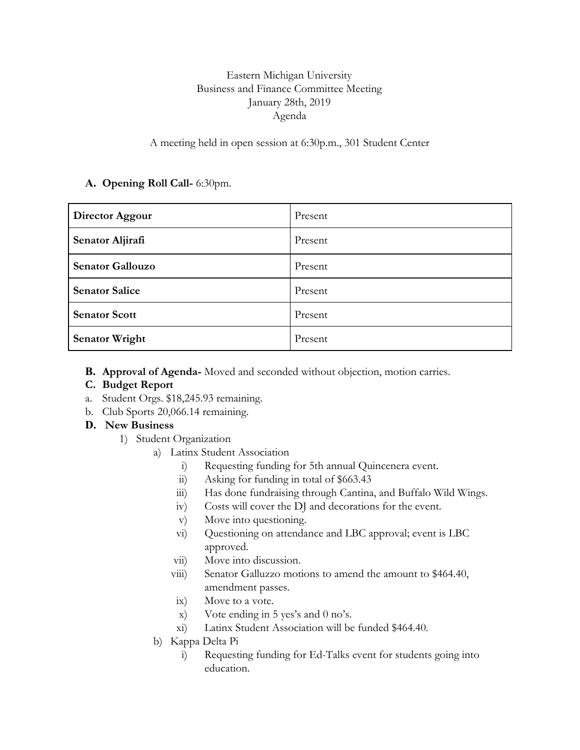Eastern Michigan University
Business and Finance Committee Meeting
January 28th, 2019
Agenda

A meeting held in open session at 6:30p.m., 301 Student Center

**A. Opening Roll Call-** 6:30pm.

| **Director Aggour** | Present |
|---|---|
| **Senator Aljirafi** | Present |
| **Senator Gallouzo** | Present |
| **Senator Salice** | Present |
| **Senator Scott** | Present |
| **Senator Wright** | Present |

**B. Approval of Agenda-** Moved and seconded without objection, motion carries.

**C. Budget Report**

a. Student Orgs. $18,245.93 remaining.
b. Club Sports 20,066.14 remaining.

**D. New Business**

1) Student Organization
   a) Latinx Student Association
      i) Requesting funding for 5th annual Quincenera event.
      ii) Asking for funding in total of $663.43
      iii) Has done fundraising through Cantina, and Buffalo Wild Wings.
      iv) Costs will cover the DJ and decorations for the event.
      v) Move into questioning.
      vi) Questioning on attendance and LBC approval; event is LBC approved.
      vii) Move into discussion.
      viii) Senator Galluzzo motions to amend the amount to $464.40, amendment passes.
      ix) Move to a vote.
      x) Vote ending in 5 yes's and 0 no's.
      xi) Latinx Student Association will be funded $464.40.
   b) Kappa Delta Pi
      i) Requesting funding for Ed-Talks event for students going into education.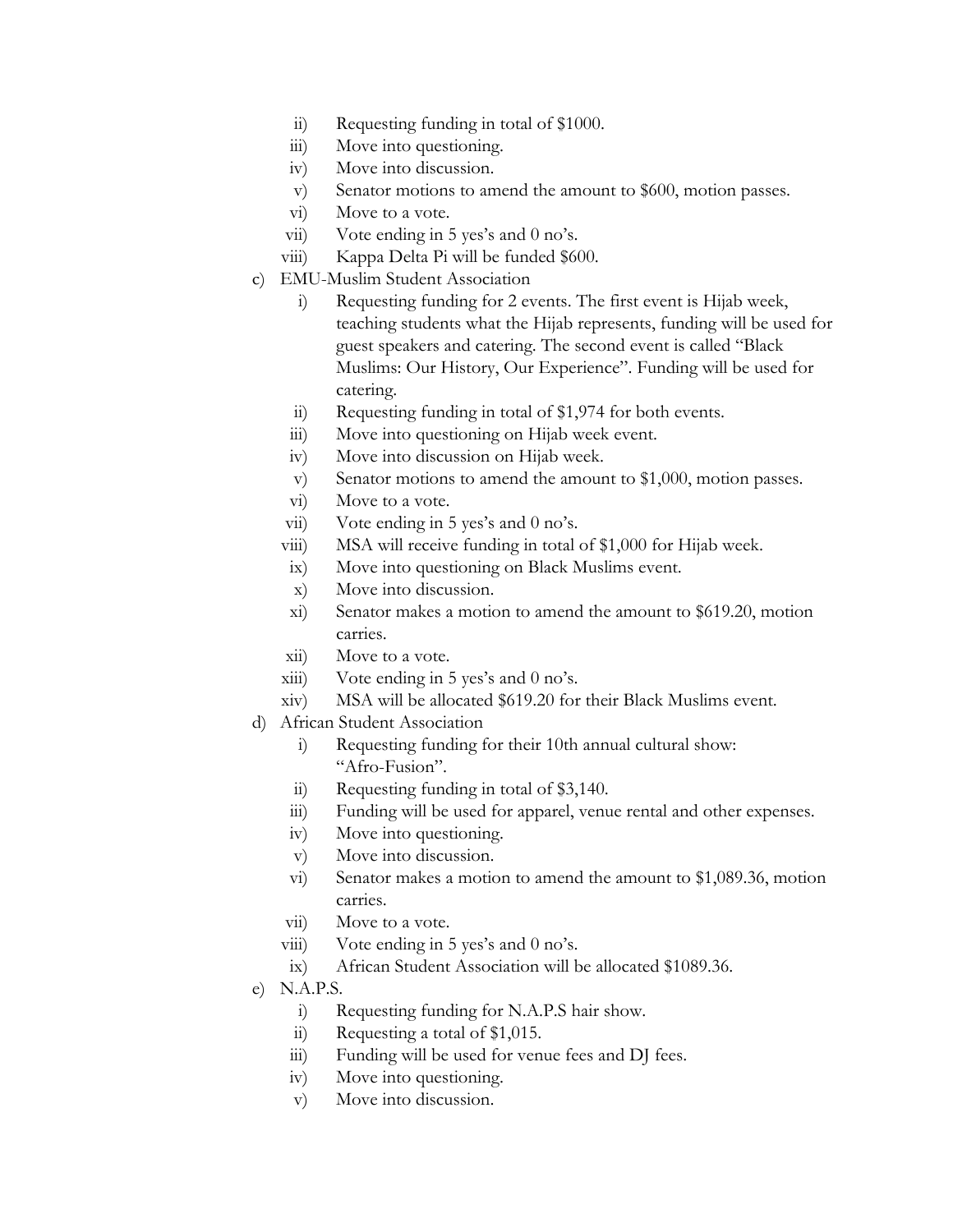- ii) Requesting funding in total of $1000.
- iii) Move into questioning.
- iv) Move into discussion.
- v) Senator motions to amend the amount to $600, motion passes.
- vi) Move to a vote.
- vii) Vote ending in 5 yes's and 0 no's.
- viii) Kappa Delta Pi will be funded $600.

c) EMU-Muslim Student Association

- i) Requesting funding for 2 events. The first event is Hijab week, teaching students what the Hijab represents, funding will be used for guest speakers and catering. The second event is called "Black Muslims: Our History, Our Experience". Funding will be used for catering.
- ii) Requesting funding in total of $1,974 for both events.
- iii) Move into questioning on Hijab week event.
- iv) Move into discussion on Hijab week.
- v) Senator motions to amend the amount to $1,000, motion passes.
- vi) Move to a vote.
- vii) Vote ending in 5 yes's and 0 no's.
- viii) MSA will receive funding in total of $1,000 for Hijab week.
- ix) Move into questioning on Black Muslims event.
- x) Move into discussion.
- xi) Senator makes a motion to amend the amount to $619.20, motion carries.
- xii) Move to a vote.
- xiii) Vote ending in 5 yes's and 0 no's.
- xiv) MSA will be allocated $619.20 for their Black Muslims event.

d) African Student Association

- i) Requesting funding for their 10th annual cultural show: "Afro-Fusion".
- ii) Requesting funding in total of $3,140.
- iii) Funding will be used for apparel, venue rental and other expenses.
- iv) Move into questioning.
- v) Move into discussion.
- vi) Senator makes a motion to amend the amount to $1,089.36, motion carries.
- vii) Move to a vote.
- viii) Vote ending in 5 yes's and 0 no's.
- ix) African Student Association will be allocated $1089.36.

e) N.A.P.S.

- i) Requesting funding for N.A.P.S hair show.
- ii) Requesting a total of $1,015.
- iii) Funding will be used for venue fees and DJ fees.
- iv) Move into questioning.
- v) Move into discussion.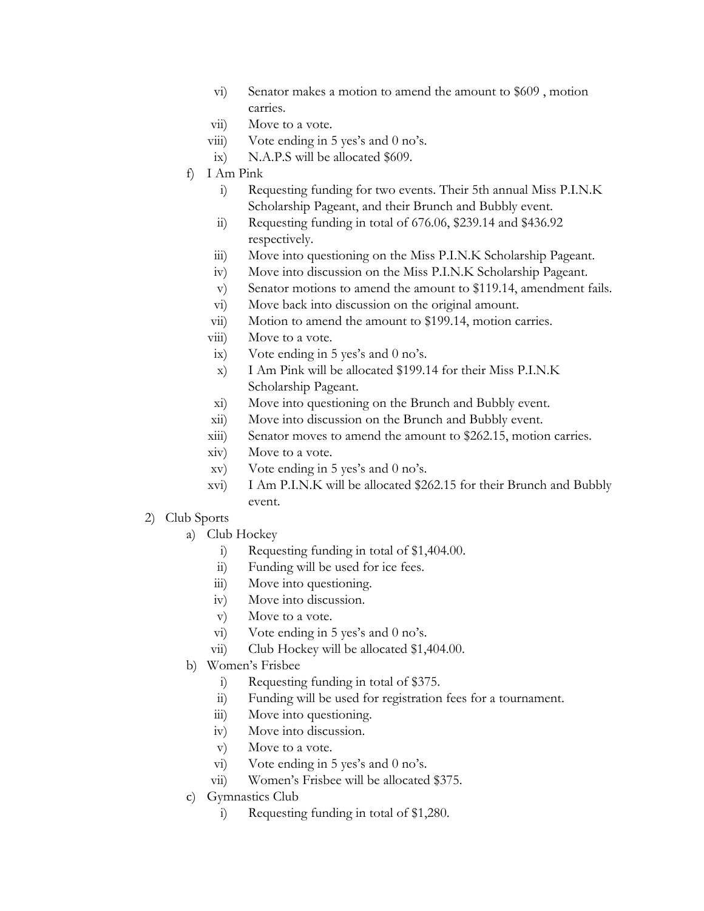vi) Senator makes a motion to amend the amount to $609 , motion carries.
vii) Move to a vote.
viii) Vote ending in 5 yes's and 0 no's.
ix) N.A.P.S will be allocated $609.

f) I Am Pink
   i) Requesting funding for two events. Their 5th annual Miss P.I.N.K Scholarship Pageant, and their Brunch and Bubbly event.
   ii) Requesting funding in total of 676.06, $239.14 and $436.92 respectively.
   iii) Move into questioning on the Miss P.I.N.K Scholarship Pageant.
   iv) Move into discussion on the Miss P.I.N.K Scholarship Pageant.
   v) Senator motions to amend the amount to $119.14, amendment fails.
   vi) Move back into discussion on the original amount.
   vii) Motion to amend the amount to $199.14, motion carries.
   viii) Move to a vote.
   ix) Vote ending in 5 yes's and 0 no's.
   x) I Am Pink will be allocated $199.14 for their Miss P.I.N.K Scholarship Pageant.
   xi) Move into questioning on the Brunch and Bubbly event.
   xii) Move into discussion on the Brunch and Bubbly event.
   xiii) Senator moves to amend the amount to $262.15, motion carries.
   xiv) Move to a vote.
   xv) Vote ending in 5 yes's and 0 no's.
   xvi) I Am P.I.N.K will be allocated $262.15 for their Brunch and Bubbly event.

2) Club Sports
   a) Club Hockey
      i) Requesting funding in total of $1,404.00.
      ii) Funding will be used for ice fees.
      iii) Move into questioning.
      iv) Move into discussion.
      v) Move to a vote.
      vi) Vote ending in 5 yes's and 0 no's.
      vii) Club Hockey will be allocated $1,404.00.
   b) Women's Frisbee
      i) Requesting funding in total of $375.
      ii) Funding will be used for registration fees for a tournament.
      iii) Move into questioning.
      iv) Move into discussion.
      v) Move to a vote.
      vi) Vote ending in 5 yes's and 0 no's.
      vii) Women's Frisbee will be allocated $375.
   c) Gymnastics Club
      i) Requesting funding in total of $1,280.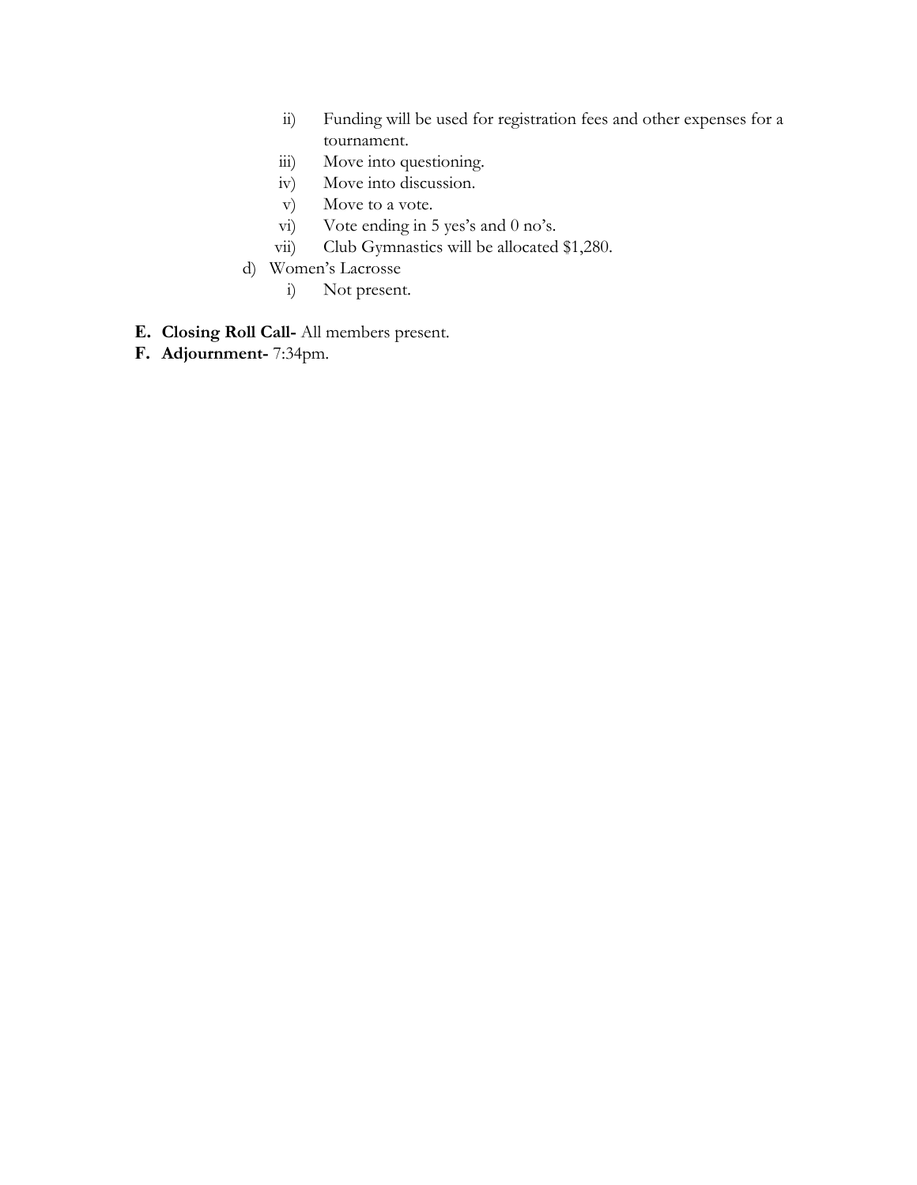- ii) Funding will be used for registration fees and other expenses for a tournament.
   - iii) Move into questioning.
   - iv) Move into discussion.
   - v) Move to a vote.
   - vi) Vote ending in 5 yes's and 0 no's.
   - vii) Club Gymnastics will be allocated $1,280.

 d) Women's Lacrosse
   - i) Not present.

**E. Closing Roll Call-** All members present.

**F. Adjournment-** 7:34pm.